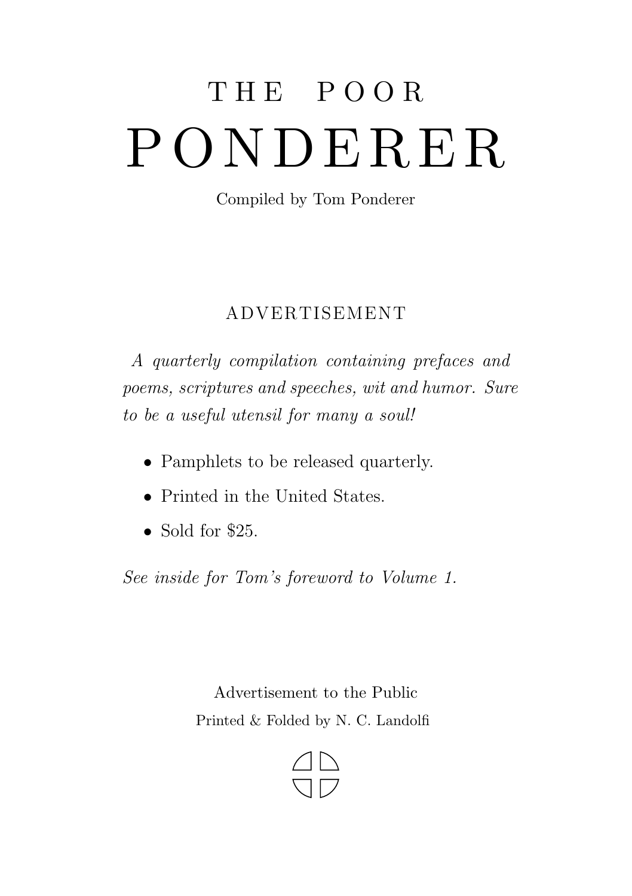# THE POOR PONDERER

Compiled by Tom Ponderer

## ADVERTISEMENT

*A quarterly compilation containing prefaces and poems, scriptures and speeches, wit and humor. Sure to be a useful utensil for many a soul!*

- Pamphlets to be released quarterly.
- Printed in the United States.
- Sold for $25.

*See inside for Tom's foreword to Volume 1.*

Advertisement to the Public

Printed & Folded by N. C. Landolfi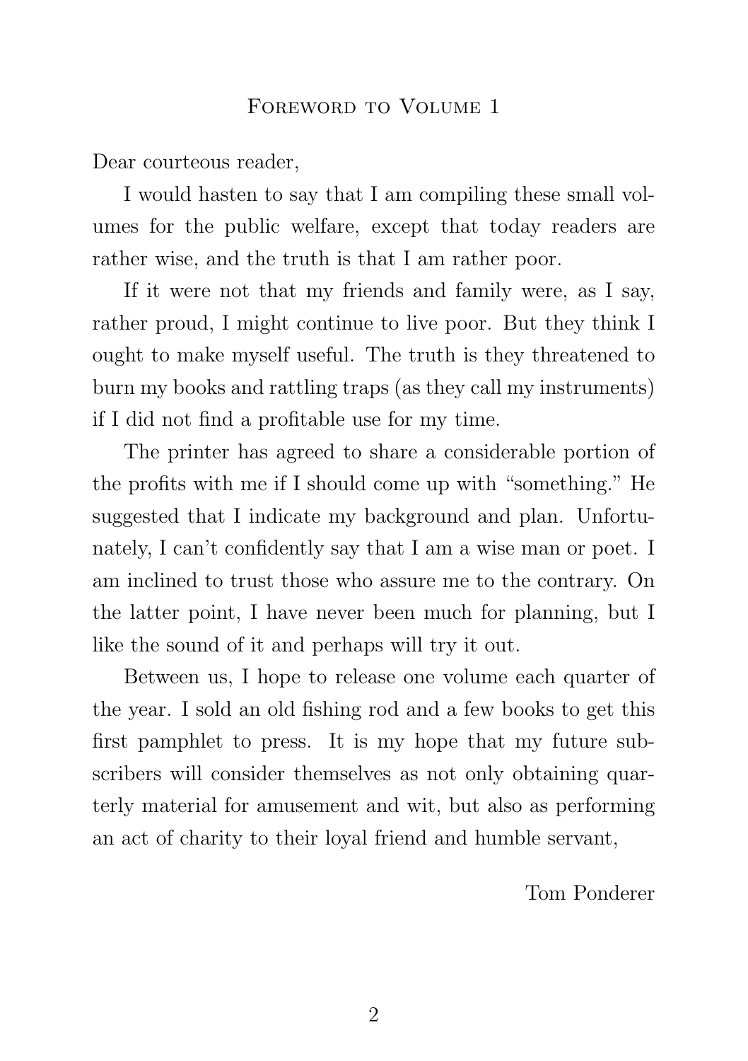## Foreword to Volume 1

Dear courteous reader,

I would hasten to say that I am compiling these small volumes for the public welfare, except that today readers are rather wise, and the truth is that I am rather poor.

If it were not that my friends and family were, as I say, rather proud, I might continue to live poor. But they think I ought to make myself useful. The truth is they threatened to burn my books and rattling traps (as they call my instruments) if I did not find a profitable use for my time.

The printer has agreed to share a considerable portion of the profits with me if I should come up with "something." He suggested that I indicate my background and plan. Unfortunately, I can't confidently say that I am a wise man or poet. I am inclined to trust those who assure me to the contrary. On the latter point, I have never been much for planning, but I like the sound of it and perhaps will try it out.

Between us, I hope to release one volume each quarter of the year. I sold an old fishing rod and a few books to get this first pamphlet to press. It is my hope that my future subscribers will consider themselves as not only obtaining quarterly material for amusement and wit, but also as performing an act of charity to their loyal friend and humble servant,

Tom Ponderer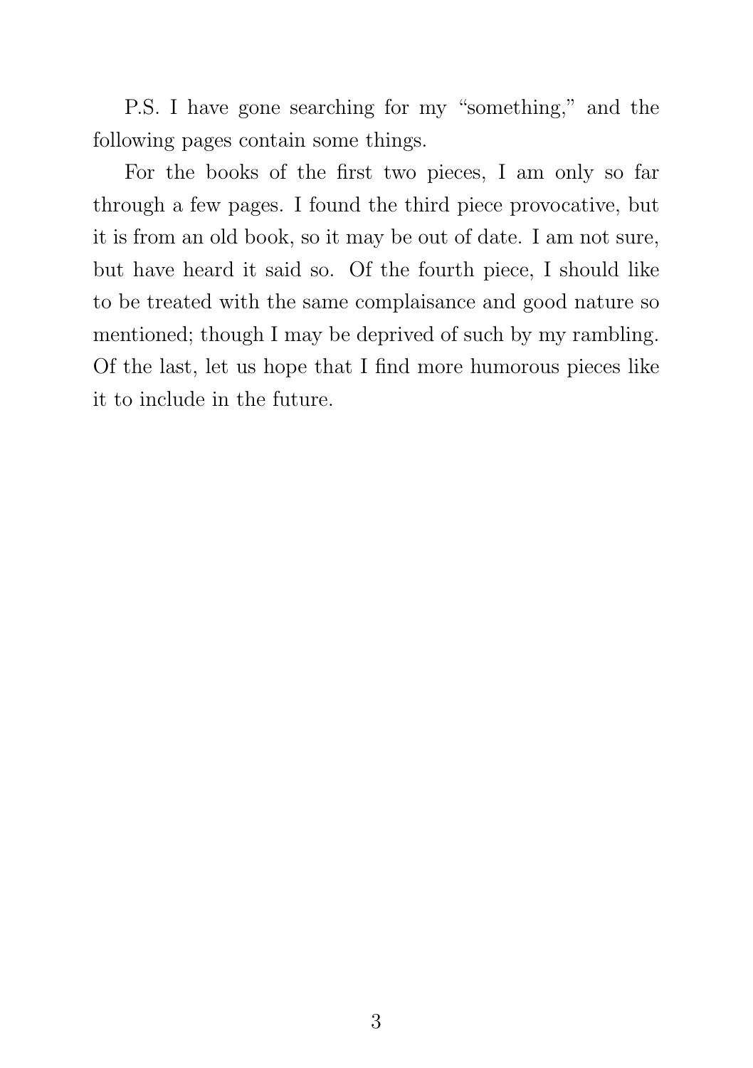P.S. I have gone searching for my "something," and the following pages contain some things.

For the books of the first two pieces, I am only so far through a few pages. I found the third piece provocative, but it is from an old book, so it may be out of date. I am not sure, but have heard it said so. Of the fourth piece, I should like to be treated with the same complaisance and good nature so mentioned; though I may be deprived of such by my rambling. Of the last, let us hope that I find more humorous pieces like it to include in the future.